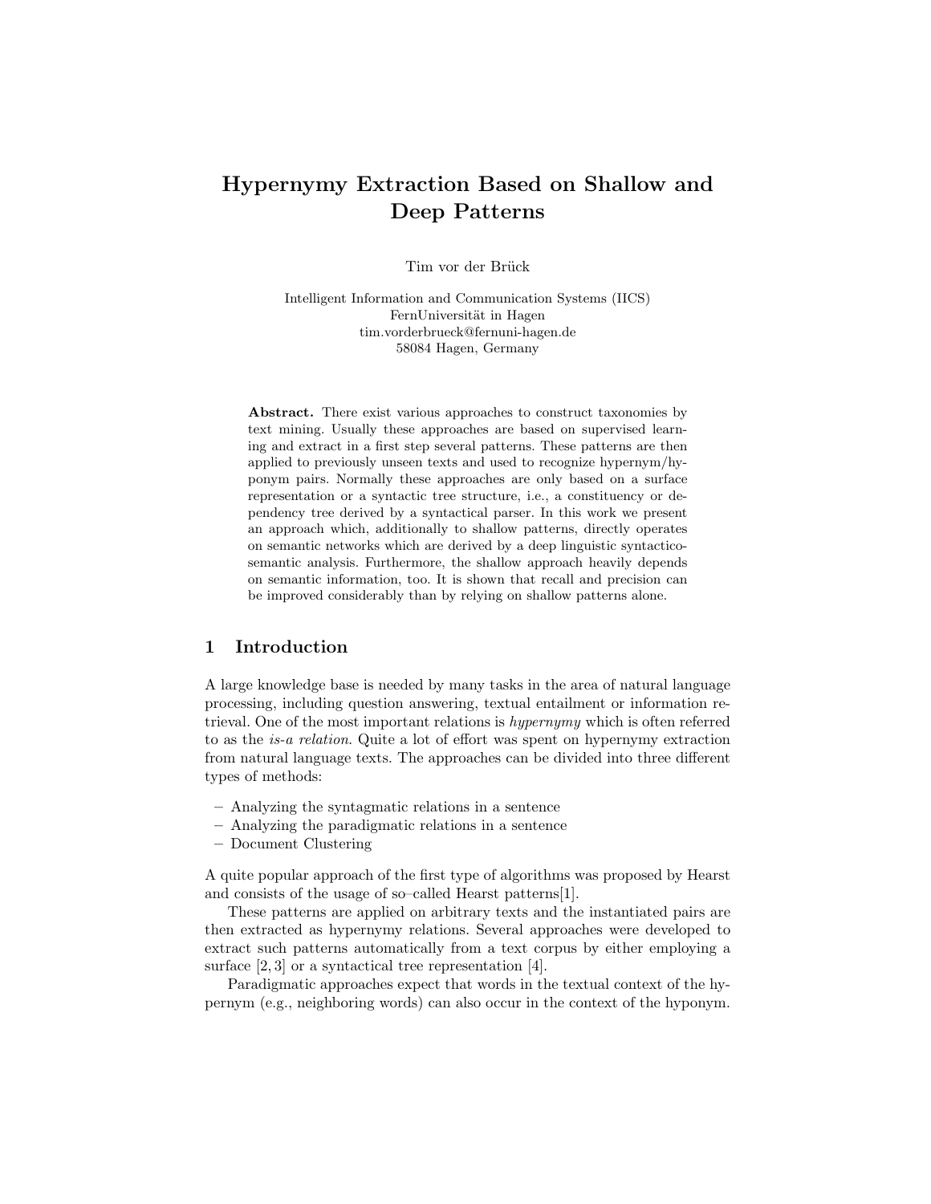# Hypernymy Extraction Based on Shallow and Deep Patterns

Tim vor der Brück

Intelligent Information and Communication Systems (IICS)
FernUniversität in Hagen
tim.vorderbrueck@fernuni-hagen.de
58084 Hagen, Germany

**Abstract.** There exist various approaches to construct taxonomies by text mining. Usually these approaches are based on supervised learning and extract in a first step several patterns. These patterns are then applied to previously unseen texts and used to recognize hypernym/hyponym pairs. Normally these approaches are only based on a surface representation or a syntactic tree structure, i.e., a constituency or dependency tree derived by a syntactical parser. In this work we present an approach which, additionally to shallow patterns, directly operates on semantic networks which are derived by a deep linguistic syntactico-semantic analysis. Furthermore, the shallow approach heavily depends on semantic information, too. It is shown that recall and precision can be improved considerably than by relying on shallow patterns alone.

## 1 Introduction

A large knowledge base is needed by many tasks in the area of natural language processing, including question answering, textual entailment or information retrieval. One of the most important relations is *hypernymy* which is often referred to as the *is-a relation*. Quite a lot of effort was spent on hypernymy extraction from natural language texts. The approaches can be divided into three different types of methods:

– Analyzing the syntagmatic relations in a sentence
– Analyzing the paradigmatic relations in a sentence
– Document Clustering

A quite popular approach of the first type of algorithms was proposed by Hearst and consists of the usage of so–called Hearst patterns[1].

These patterns are applied on arbitrary texts and the instantiated pairs are then extracted as hypernymy relations. Several approaches were developed to extract such patterns automatically from a text corpus by either employing a surface [2, 3] or a syntactical tree representation [4].

Paradigmatic approaches expect that words in the textual context of the hypernym (e.g., neighboring words) can also occur in the context of the hyponym.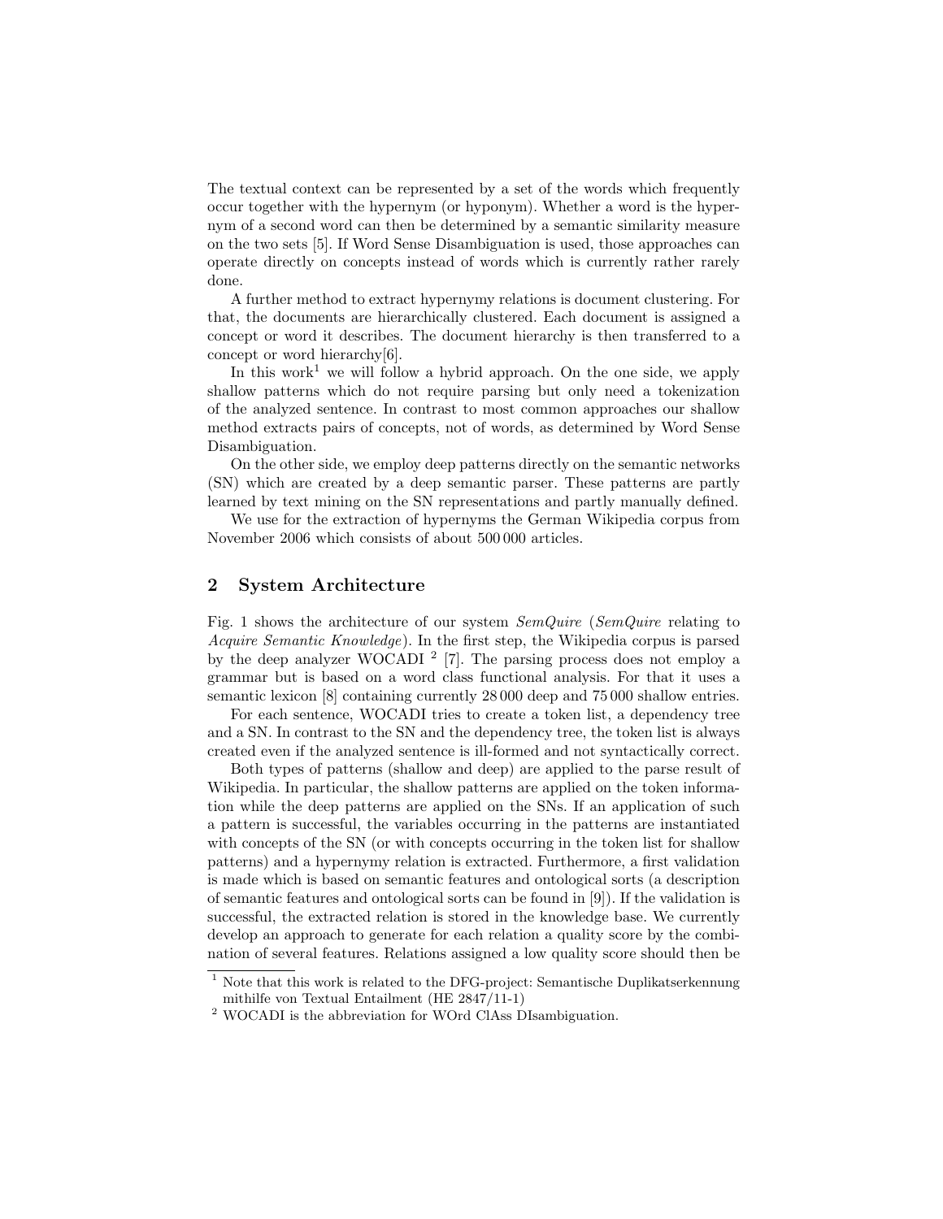The textual context can be represented by a set of the words which frequently occur together with the hypernym (or hyponym). Whether a word is the hypernym of a second word can then be determined by a semantic similarity measure on the two sets [5]. If Word Sense Disambiguation is used, those approaches can operate directly on concepts instead of words which is currently rather rarely done.

A further method to extract hypernymy relations is document clustering. For that, the documents are hierarchically clustered. Each document is assigned a concept or word it describes. The document hierarchy is then transferred to a concept or word hierarchy[6].

In this work[1] we will follow a hybrid approach. On the one side, we apply shallow patterns which do not require parsing but only need a tokenization of the analyzed sentence. In contrast to most common approaches our shallow method extracts pairs of concepts, not of words, as determined by Word Sense Disambiguation.

On the other side, we employ deep patterns directly on the semantic networks (SN) which are created by a deep semantic parser. These patterns are partly learned by text mining on the SN representations and partly manually defined.

We use for the extraction of hypernyms the German Wikipedia corpus from November 2006 which consists of about 500 000 articles.

## 2 System Architecture

Fig. 1 shows the architecture of our system *SemQuire* (*SemQuire* relating to *Acquire Semantic Knowledge*). In the first step, the Wikipedia corpus is parsed by the deep analyzer WOCADI [2] [7]. The parsing process does not employ a grammar but is based on a word class functional analysis. For that it uses a semantic lexicon [8] containing currently 28 000 deep and 75 000 shallow entries.

For each sentence, WOCADI tries to create a token list, a dependency tree and a SN. In contrast to the SN and the dependency tree, the token list is always created even if the analyzed sentence is ill-formed and not syntactically correct.

Both types of patterns (shallow and deep) are applied to the parse result of Wikipedia. In particular, the shallow patterns are applied on the token information while the deep patterns are applied on the SNs. If an application of such a pattern is successful, the variables occurring in the patterns are instantiated with concepts of the SN (or with concepts occurring in the token list for shallow patterns) and a hypernymy relation is extracted. Furthermore, a first validation is made which is based on semantic features and ontological sorts (a description of semantic features and ontological sorts can be found in [9]). If the validation is successful, the extracted relation is stored in the knowledge base. We currently develop an approach to generate for each relation a quality score by the combination of several features. Relations assigned a low quality score should then be

[1] Note that this work is related to the DFG-project: Semantische Duplikatserkennung mithilfe von Textual Entailment (HE 2847/11-1)

[2] WOCADI is the abbreviation for WOrd ClAss DIsambiguation.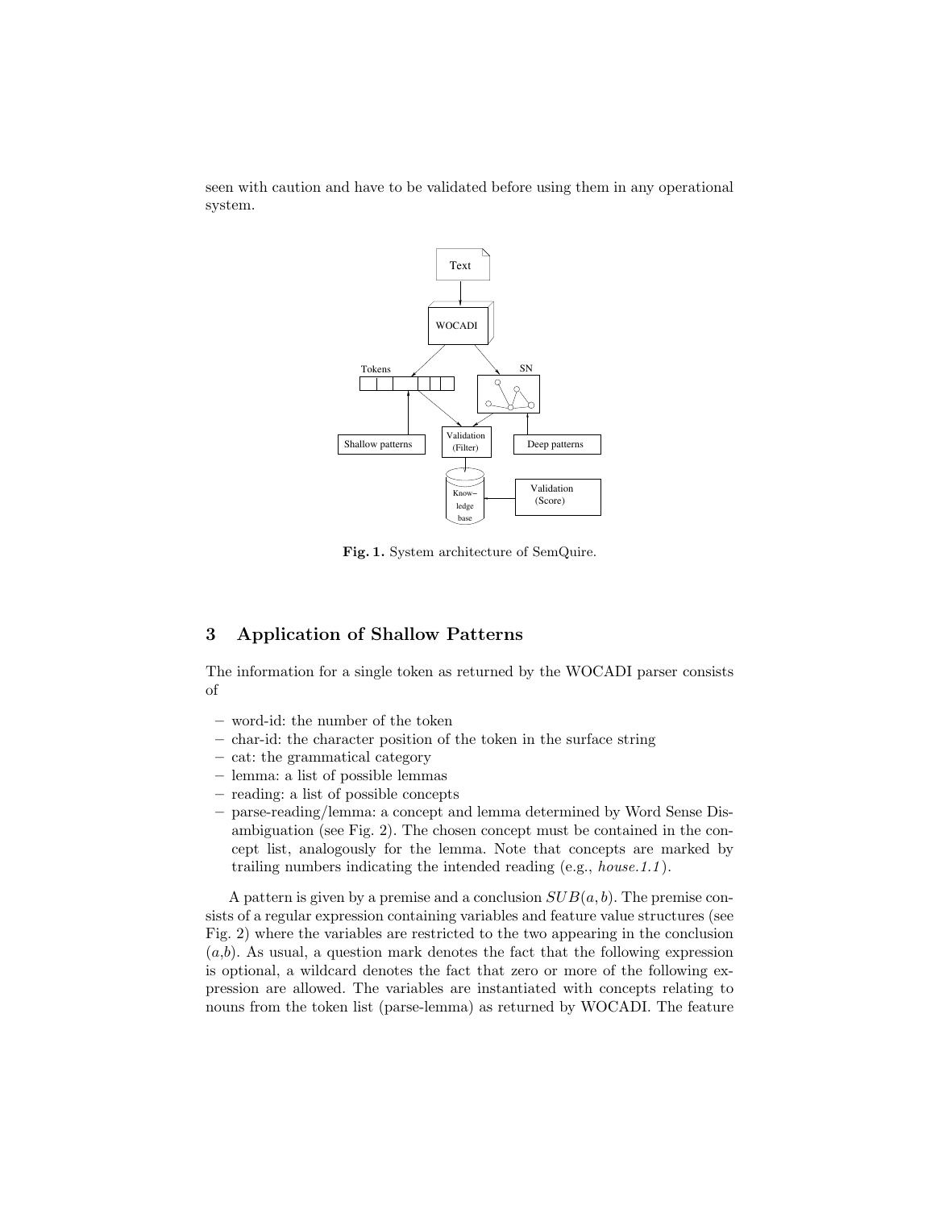seen with caution and have to be validated before using them in any operational system.

Fig. 1. System architecture of SemQuire.

## 3 Application of Shallow Patterns

The information for a single token as returned by the WOCADI parser consists of

- word-id: the number of the token
- char-id: the character position of the token in the surface string
- cat: the grammatical category
- lemma: a list of possible lemmas
- reading: a list of possible concepts
- parse-reading/lemma: a concept and lemma determined by Word Sense Disambiguation (see Fig. 2). The chosen concept must be contained in the concept list, analogously for the lemma. Note that concepts are marked by trailing numbers indicating the intended reading (e.g., *house.1.1*).

A pattern is given by a premise and a conclusion $SUB(a, b)$. The premise consists of a regular expression containing variables and feature value structures (see Fig. 2) where the variables are restricted to the two appearing in the conclusion ($a$,$b$). As usual, a question mark denotes the fact that the following expression is optional, a wildcard denotes the fact that zero or more of the following expression are allowed. The variables are instantiated with concepts relating to nouns from the token list (parse-lemma) as returned by WOCADI. The feature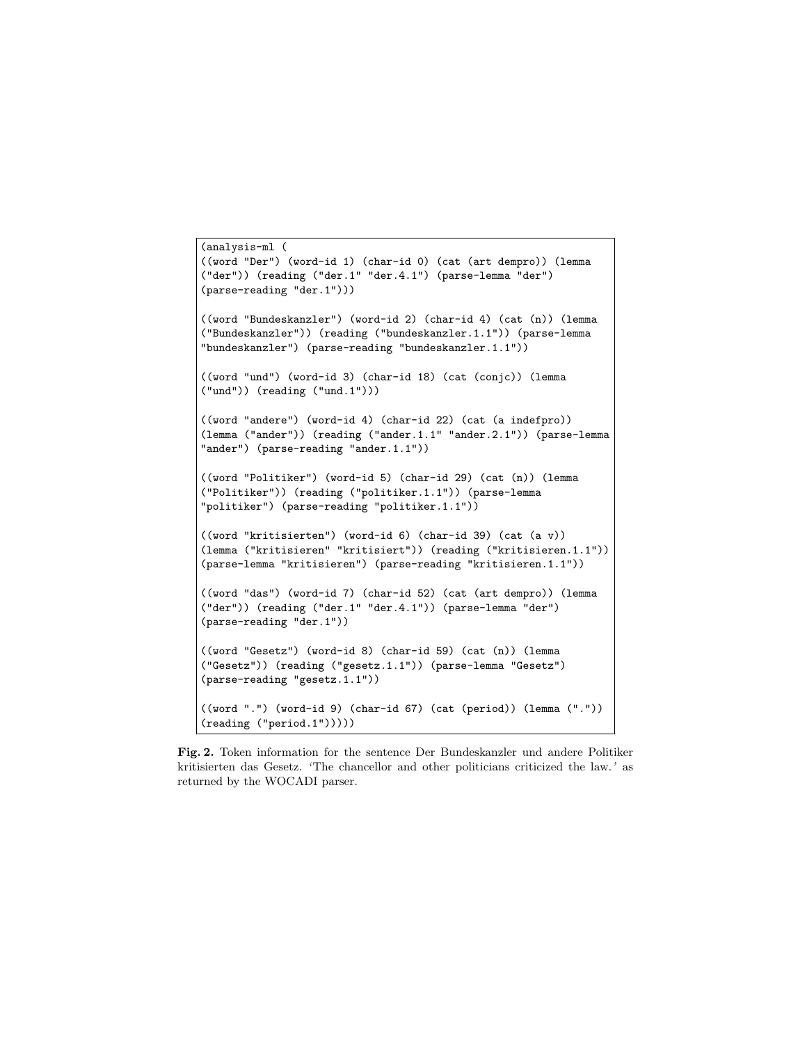```
(analysis-ml (
((word "Der") (word-id 1) (char-id 0) (cat (art dempro)) (lemma
("der")) (reading ("der.1" "der.4.1") (parse-lemma "der")
(parse-reading "der.1")))

((word "Bundeskanzler") (word-id 2) (char-id 4) (cat (n)) (lemma
("Bundeskanzler")) (reading ("bundeskanzler.1.1")) (parse-lemma
"bundeskanzler") (parse-reading "bundeskanzler.1.1"))

((word "und") (word-id 3) (char-id 18) (cat (conjc)) (lemma
("und")) (reading ("und.1")))

((word "andere") (word-id 4) (char-id 22) (cat (a indefpro))
(lemma ("ander")) (reading ("ander.1.1" "ander.2.1")) (parse-lemma
"ander") (parse-reading "ander.1.1"))

((word "Politiker") (word-id 5) (char-id 29) (cat (n)) (lemma
("Politiker")) (reading ("politiker.1.1")) (parse-lemma
"politiker") (parse-reading "politiker.1.1"))

((word "kritisierten") (word-id 6) (char-id 39) (cat (a v))
(lemma ("kritisieren" "kritisiert")) (reading ("kritisieren.1.1"))
(parse-lemma "kritisieren") (parse-reading "kritisieren.1.1"))

((word "das") (word-id 7) (char-id 52) (cat (art dempro)) (lemma
("der")) (reading ("der.1" "der.4.1")) (parse-lemma "der")
(parse-reading "der.1"))

((word "Gesetz") (word-id 8) (char-id 59) (cat (n)) (lemma
("Gesetz")) (reading ("gesetz.1.1")) (parse-lemma "Gesetz")
(parse-reading "gesetz.1.1"))

((word ".") (word-id 9) (char-id 67) (cat (period)) (lemma ("."))
(reading ("period.1")))))
```

**Fig. 2.** Token information for the sentence Der Bundeskanzler und andere Politiker kritisierten das Gesetz. *'The chancellor and other politicians criticized the law.'* as returned by the WOCADI parser.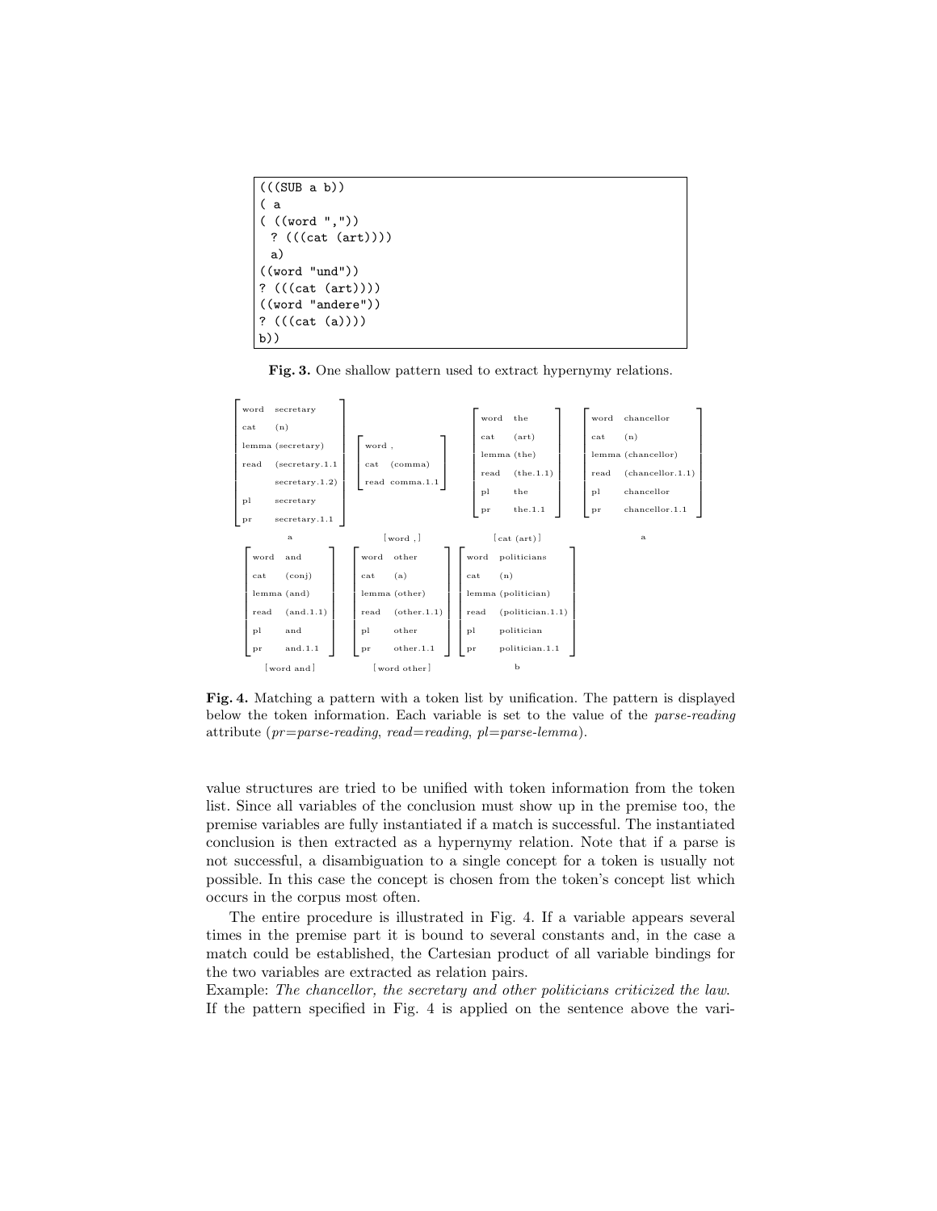```
(((SUB a b))
( a
( ((word ","))
  ? (((cat (art))))
  a)
((word "und"))
? (((cat (art))))
((word "andere"))
? (((cat (a))))
b))
```

**Fig. 3.** One shallow pattern used to extract hypernymy relations.

```
[ word   secretary       ]  [ word ,           ]  [ word   the       ]  [ word   chancellor       ]
[ cat    (n)             ]  [ cat   (comma)    ]  [ cat    (art)     ]  [ cat    (n)              ]
[ lemma  (secretary)     ]  [ read  comma.1.1  ]  [ lemma  (the)     ]  [ lemma  (chancellor)     ]
[ read   (secretary.1.1  ]                        [ read   (the.1.1) ]  [ read   (chancellor.1.1) ]
[         secretary.1.2) ]                        [ pl     the       ]  [ pl     chancellor       ]
[ pl     secretary       ]                        [ pr     the.1.1   ]  [ pr     chancellor.1.1   ]
[ pr     secretary.1.1   ]
          a                      [word ,]              [cat (art)]                  a

[ word   and       ]  [ word   other       ]  [ word   politicians       ]
[ cat    (conj)    ]  [ cat    (a)         ]  [ cat    (n)               ]
[ lemma  (and)     ]  [ lemma  (other)     ]  [ lemma  (politician)      ]
[ read   (and.1.1) ]  [ read   (other.1.1) ]  [ read   (politician.1.1)  ]
[ pl     and       ]  [ pl     other       ]  [ pl     politician        ]
[ pr     and.1.1   ]  [ pr     other.1.1   ]  [ pr     politician.1.1    ]
     [word and]           [word other]                   b
```

**Fig. 4.** Matching a pattern with a token list by unification. The pattern is displayed below the token information. Each variable is set to the value of the *parse-reading* attribute (*pr=parse-reading*, *read=reading*, *pl=parse-lemma*).

value structures are tried to be unified with token information from the token list. Since all variables of the conclusion must show up in the premise too, the premise variables are fully instantiated if a match is successful. The instantiated conclusion is then extracted as a hypernymy relation. Note that if a parse is not successful, a disambiguation to a single concept for a token is usually not possible. In this case the concept is chosen from the token's concept list which occurs in the corpus most often.

The entire procedure is illustrated in Fig. 4. If a variable appears several times in the premise part it is bound to several constants and, in the case a match could be established, the Cartesian product of all variable bindings for the two variables are extracted as relation pairs.

Example: *The chancellor, the secretary and other politicians criticized the law.* If the pattern specified in Fig. 4 is applied on the sentence above the vari-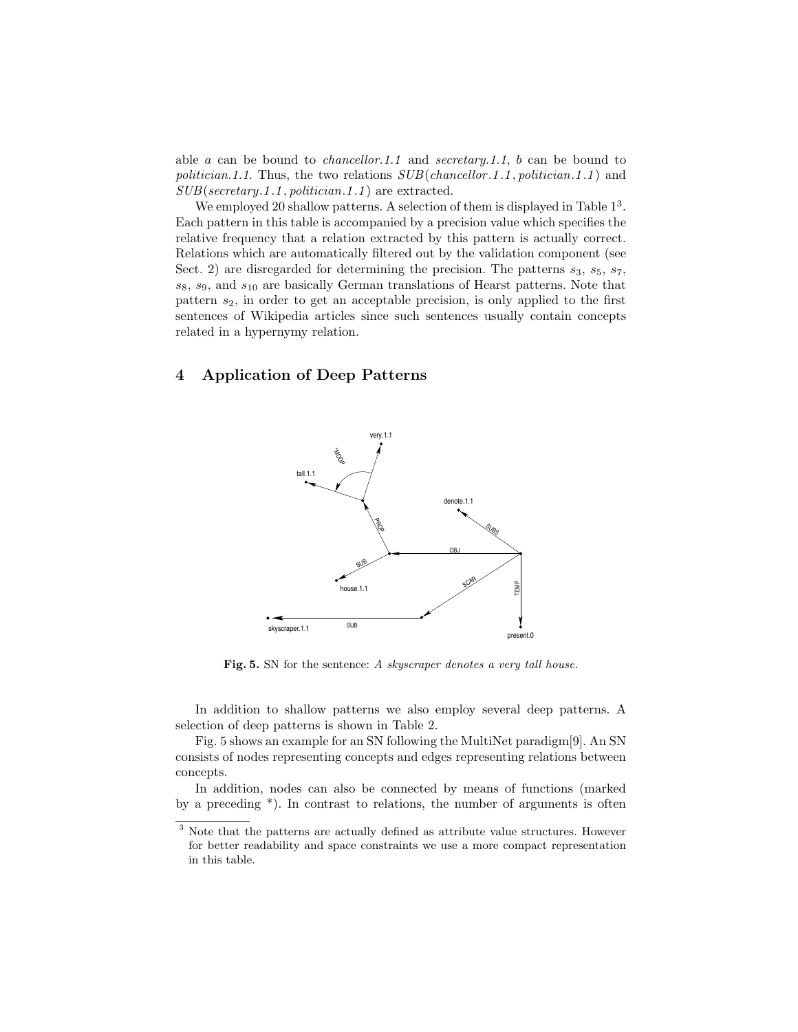able *a* can be bound to *chancellor.1.1* and *secretary.1.1*, *b* can be bound to *politician.1.1*. Thus, the two relations *SUB*(*chancellor.1.1*, *politician.1.1*) and *SUB*(*secretary.1.1*, *politician.1.1*) are extracted.

We employed 20 shallow patterns. A selection of them is displayed in Table 1[3]. Each pattern in this table is accompanied by a precision value which specifies the relative frequency that a relation extracted by this pattern is actually correct. Relations which are automatically filtered out by the validation component (see Sect. 2) are disregarded for determining the precision. The patterns $s_3$, $s_5$, $s_7$, $s_8$, $s_9$, and $s_{10}$ are basically German translations of Hearst patterns. Note that pattern $s_2$, in order to get an acceptable precision, is only applied to the first sentences of Wikipedia articles since such sentences usually contain concepts related in a hypernymy relation.

## 4 Application of Deep Patterns

**Fig. 5.** SN for the sentence: *A skyscraper denotes a very tall house.*

In addition to shallow patterns we also employ several deep patterns. A selection of deep patterns is shown in Table 2.

Fig. 5 shows an example for an SN following the MultiNet paradigm[9]. An SN consists of nodes representing concepts and edges representing relations between concepts.

In addition, nodes can also be connected by means of functions (marked by a preceding *). In contrast to relations, the number of arguments is often

---

[3] Note that the patterns are actually defined as attribute value structures. However for better readability and space constraints we use a more compact representation in this table.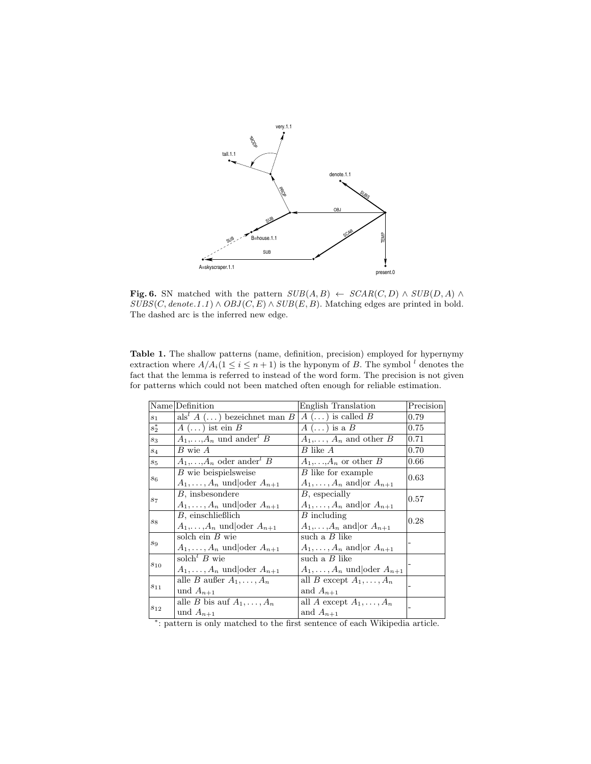**Fig. 6.** SN matched with the pattern $SUB(A, B) \leftarrow SCAR(C, D) \wedge SUB(D, A) \wedge SUBS(C, denote.1.1) \wedge OBJ(C, E) \wedge SUB(E, B)$. Matching edges are printed in bold. The dashed arc is the inferred new edge.

**Table 1.** The shallow patterns (name, definition, precision) employed for hypernymy extraction where $A/A_i (1 \leq i \leq n + 1)$ is the hyponym of $B$. The symbol $^l$ denotes the fact that the lemma is referred to instead of the word form. The precision is not given for patterns which could not been matched often enough for reliable estimation.

| Name | Definition | English Translation | Precision |
|---|---|---|---|
| $s_1$ | als$^l$ $A$ (...) bezeichnet man $B$ | $A$ (...) is called $B$ | 0.79 |
| $s_2^*$ | $A$ (...) ist ein $B$ | $A$ (...) is a $B$ | 0.75 |
| $s_3$ | $A_1, \ldots, A_n$ und ander$^l$ $B$ | $A_1, \ldots, A_n$ and other $B$ | 0.71 |
| $s_4$ | $B$ wie $A$ | $B$ like $A$ | 0.70 |
| $s_5$ | $A_1, \ldots, A_n$ oder ander$^l$ $B$ | $A_1, \ldots, A_n$ or other $B$ | 0.66 |
| $s_6$ | $B$ wie beispielsweise $A_1, \ldots, A_n$ und\|oder $A_{n+1}$ | $B$ like for example $A_1, \ldots, A_n$ and\|or $A_{n+1}$ | 0.63 |
| $s_7$ | $B$, insbesondere $A_1, \ldots, A_n$ und\|oder $A_{n+1}$ | $B$, especially $A_1, \ldots, A_n$ and\|or $A_{n+1}$ | 0.57 |
| $s_8$ | $B$, einschließlich $A_1, \ldots, A_n$ und\|oder $A_{n+1}$ | $B$ including $A_1, \ldots, A_n$ and\|or $A_{n+1}$ | 0.28 |
| $s_9$ | solch ein $B$ wie $A_1, \ldots, A_n$ und\|oder $A_{n+1}$ | such a $B$ like $A_1, \ldots, A_n$ and\|or $A_{n+1}$ | - |
| $s_{10}$ | solch$^l$ $B$ wie $A_1, \ldots, A_n$ und\|oder $A_{n+1}$ | such a $B$ like $A_1, \ldots, A_n$ und\|oder $A_{n+1}$ | - |
| $s_{11}$ | alle $B$ außer $A_1, \ldots, A_n$ und $A_{n+1}$ | all $B$ except $A_1, \ldots, A_n$ and $A_{n+1}$ | - |
| $s_{12}$ | alle $B$ bis auf $A_1, \ldots, A_n$ und $A_{n+1}$ | all $A$ except $A_1, \ldots, A_n$ and $A_{n+1}$ | - |

*: pattern is only matched to the first sentence of each Wikipedia article.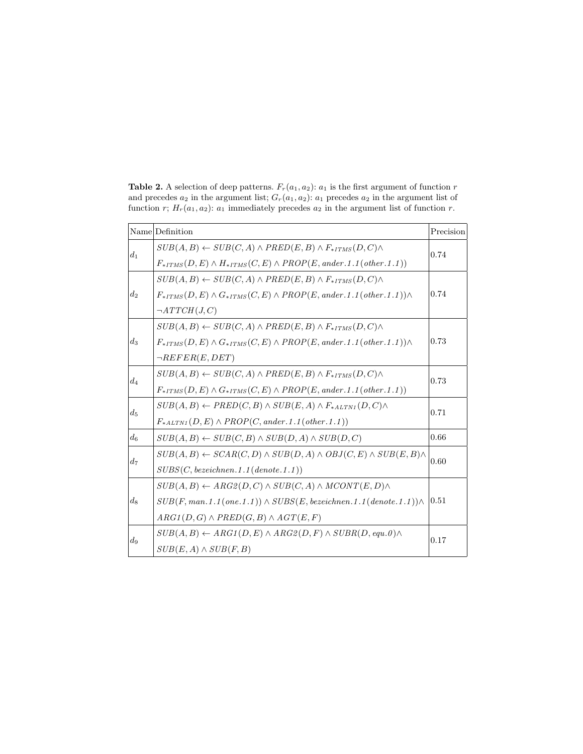**Table 2.** A selection of deep patterns. $F_r(a_1, a_2)$: $a_1$ is the first argument of function $r$ and precedes $a_2$ in the argument list; $G_r(a_1, a_2)$: $a_1$ precedes $a_2$ in the argument list of function $r$; $H_r(a_1, a_2)$: $a_1$ immediately precedes $a_2$ in the argument list of function $r$.

| Name | Definition | Precision |
|---|---|---|
| $d_1$ | $SUB(A,B) \leftarrow SUB(C,A) \wedge PRED(E,B) \wedge F_{*ITMS}(D,C) \wedge F_{*ITMS}(D,E) \wedge H_{*ITMS}(C,E) \wedge PROP(E, ander.1.1(other.1.1))$ | 0.74 |
| $d_2$ | $SUB(A,B) \leftarrow SUB(C,A) \wedge PRED(E,B) \wedge F_{*ITMS}(D,C) \wedge F_{*ITMS}(D,E) \wedge G_{*ITMS}(C,E) \wedge PROP(E, ander.1.1(other.1.1)) \wedge \neg ATTCH(J,C)$ | 0.74 |
| $d_3$ | $SUB(A,B) \leftarrow SUB(C,A) \wedge PRED(E,B) \wedge F_{*ITMS}(D,C) \wedge F_{*ITMS}(D,E) \wedge G_{*ITMS}(C,E) \wedge PROP(E, ander.1.1(other.1.1)) \wedge \neg REFER(E, DET)$ | 0.73 |
| $d_4$ | $SUB(A,B) \leftarrow SUB(C,A) \wedge PRED(E,B) \wedge F_{*ITMS}(D,C) \wedge F_{*ITMS}(D,E) \wedge G_{*ITMS}(C,E) \wedge PROP(E, ander.1.1(other.1.1))$ | 0.73 |
| $d_5$ | $SUB(A,B) \leftarrow PRED(C,B) \wedge SUB(E,A) \wedge F_{*ALTN1}(D,C) \wedge F_{*ALTN1}(D,E) \wedge PROP(C, ander.1.1(other.1.1))$ | 0.71 |
| $d_6$ | $SUB(A,B) \leftarrow SUB(C,B) \wedge SUB(D,A) \wedge SUB(D,C)$ | 0.66 |
| $d_7$ | $SUB(A,B) \leftarrow SCAR(C,D) \wedge SUB(D,A) \wedge OBJ(C,E) \wedge SUB(E,B) \wedge SUBS(C, bezeichnen.1.1(denote.1.1))$ | 0.60 |
| $d_8$ | $SUB(A,B) \leftarrow ARG2(D,C) \wedge SUB(C,A) \wedge MCONT(E,D) \wedge SUB(F, man.1.1(one.1.1)) \wedge SUBS(E, bezeichnen.1.1(denote.1.1)) \wedge ARG1(D,G) \wedge PRED(G,B) \wedge AGT(E,F)$ | 0.51 |
| $d_9$ | $SUB(A,B) \leftarrow ARG1(D,E) \wedge ARG2(D,F) \wedge SUBR(D, equ.0) \wedge SUB(E,A) \wedge SUB(F,B)$ | 0.17 |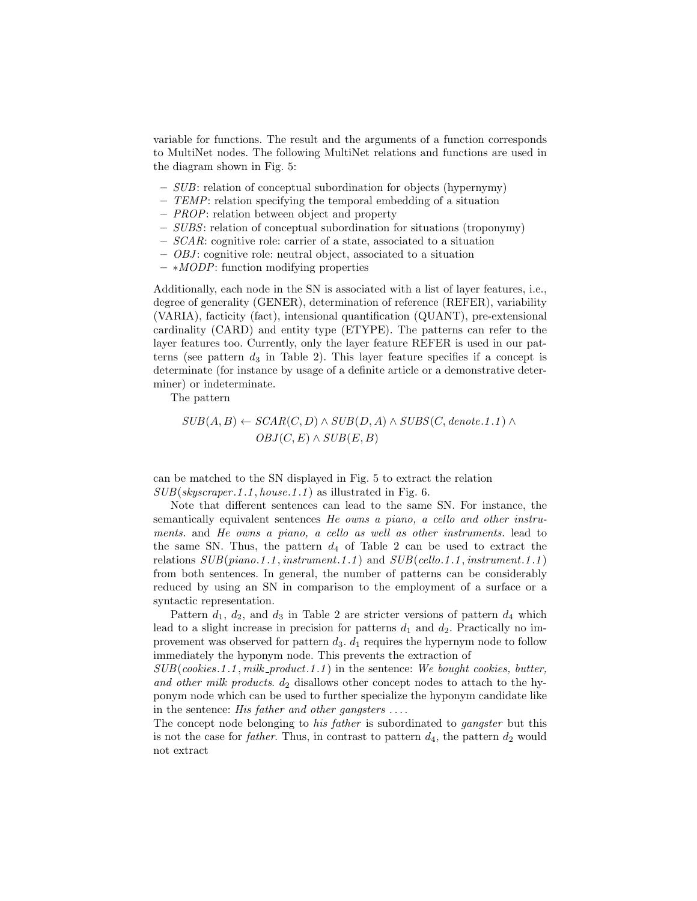variable for functions. The result and the arguments of a function corresponds to MultiNet nodes. The following MultiNet relations and functions are used in the diagram shown in Fig. 5:

- *SUB*: relation of conceptual subordination for objects (hypernymy)
- *TEMP*: relation specifying the temporal embedding of a situation
- *PROP*: relation between object and property
- *SUBS*: relation of conceptual subordination for situations (troponymy)
- *SCAR*: cognitive role: carrier of a state, associated to a situation
- *OBJ*: cognitive role: neutral object, associated to a situation
- $*MODP$: function modifying properties

Additionally, each node in the SN is associated with a list of layer features, i.e., degree of generality (GENER), determination of reference (REFER), variability (VARIA), facticity (fact), intensional quantification (QUANT), pre-extensional cardinality (CARD) and entity type (ETYPE). The patterns can refer to the layer features too. Currently, only the layer feature REFER is used in our patterns (see pattern $d_3$ in Table 2). This layer feature specifies if a concept is determinate (for instance by usage of a definite article or a demonstrative determiner) or indeterminate.

The pattern

$$SUB(A, B) \leftarrow SCAR(C, D) \wedge SUB(D, A) \wedge SUBS(C, \mathit{denote.1.1}) \wedge OBJ(C, E) \wedge SUB(E, B)$$

can be matched to the SN displayed in Fig. 5 to extract the relation $SUB(\mathit{skyscraper.1.1}, \mathit{house.1.1})$ as illustrated in Fig. 6.

Note that different sentences can lead to the same SN. For instance, the semantically equivalent sentences *He owns a piano, a cello and other instruments.* and *He owns a piano, a cello as well as other instruments.* lead to the same SN. Thus, the pattern $d_4$ of Table 2 can be used to extract the relations $SUB(\mathit{piano.1.1}, \mathit{instrument.1.1})$ and $SUB(\mathit{cello.1.1}, \mathit{instrument.1.1})$ from both sentences. In general, the number of patterns can be considerably reduced by using an SN in comparison to the employment of a surface or a syntactic representation.

Pattern $d_1$, $d_2$, and $d_3$ in Table 2 are stricter versions of pattern $d_4$ which lead to a slight increase in precision for patterns $d_1$ and $d_2$. Practically no improvement was observed for pattern $d_3$. $d_1$ requires the hypernym node to follow immediately the hyponym node. This prevents the extraction of $SUB(\mathit{cookies.1.1}, \mathit{milk\_product.1.1})$ in the sentence: *We bought cookies, butter, and other milk products.* $d_2$ disallows other concept nodes to attach to the hyponym node which can be used to further specialize the hyponym candidate like in the sentence: *His father and other gangsters ....*
The concept node belonging to *his father* is subordinated to *gangster* but this is not the case for *father*. Thus, in contrast to pattern $d_4$, the pattern $d_2$ would not extract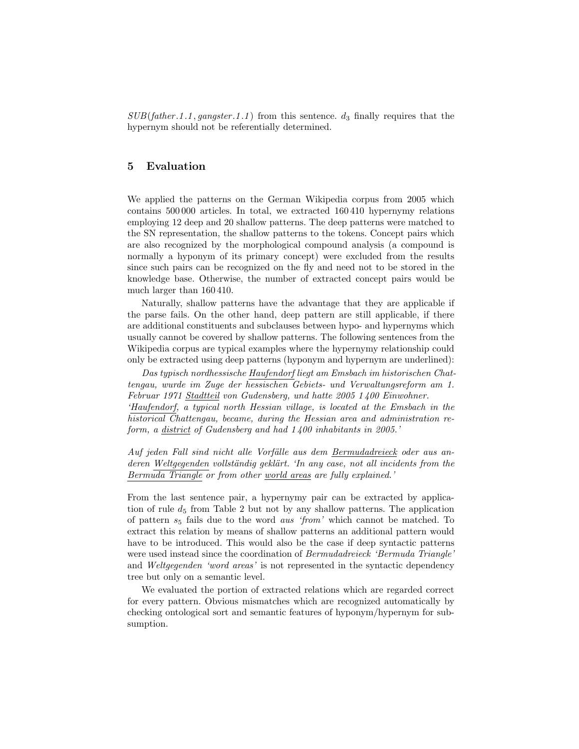$SUB(father.1.1, gangster.1.1)$ from this sentence. $d_3$ finally requires that the hypernym should not be referentially determined.

## 5 Evaluation

We applied the patterns on the German Wikipedia corpus from 2005 which contains 500 000 articles. In total, we extracted 160 410 hypernymy relations employing 12 deep and 20 shallow patterns. The deep patterns were matched to the SN representation, the shallow patterns to the tokens. Concept pairs which are also recognized by the morphological compound analysis (a compound is normally a hyponym of its primary concept) were excluded from the results since such pairs can be recognized on the fly and need not to be stored in the knowledge base. Otherwise, the number of extracted concept pairs would be much larger than 160 410.

Naturally, shallow patterns have the advantage that they are applicable if the parse fails. On the other hand, deep pattern are still applicable, if there are additional constituents and subclauses between hypo- and hypernyms which usually cannot be covered by shallow patterns. The following sentences from the Wikipedia corpus are typical examples where the hypernymy relationship could only be extracted using deep patterns (hyponym and hypernym are underlined):

*Das typisch nordhessische <u>Haufendorf</u> liegt am Emsbach im historischen Chattengau, wurde im Zuge der hessischen Gebiets- und Verwaltungsreform am 1. Februar 1971 <u>Stadtteil</u> von Gudensberg, und hatte 2005 1 400 Einwohner.*
*'<u>Haufendorf</u>, a typical north Hessian village, is located at the Emsbach in the historical Chattengau, became, during the Hessian area and administration reform, a <u>district</u> of Gudensberg and had 1 400 inhabitants in 2005.'*

*Auf jeden Fall sind nicht alle Vorfälle aus dem <u>Bermudadreieck</u> oder aus anderen <u>Weltgegenden</u> vollständig geklärt. 'In any case, not all incidents from the <u>Bermuda Triangle</u> or from other <u>world areas</u> are fully explained.'*

From the last sentence pair, a hypernymy pair can be extracted by application of rule $d_5$ from Table 2 but not by any shallow patterns. The application of pattern $s_5$ fails due to the word *aus 'from'* which cannot be matched. To extract this relation by means of shallow patterns an additional pattern would have to be introduced. This would also be the case if deep syntactic patterns were used instead since the coordination of *Bermudadreieck 'Bermuda Triangle'* and *Weltgegenden 'word areas'* is not represented in the syntactic dependency tree but only on a semantic level.

We evaluated the portion of extracted relations which are regarded correct for every pattern. Obvious mismatches which are recognized automatically by checking ontological sort and semantic features of hyponym/hypernym for subsumption.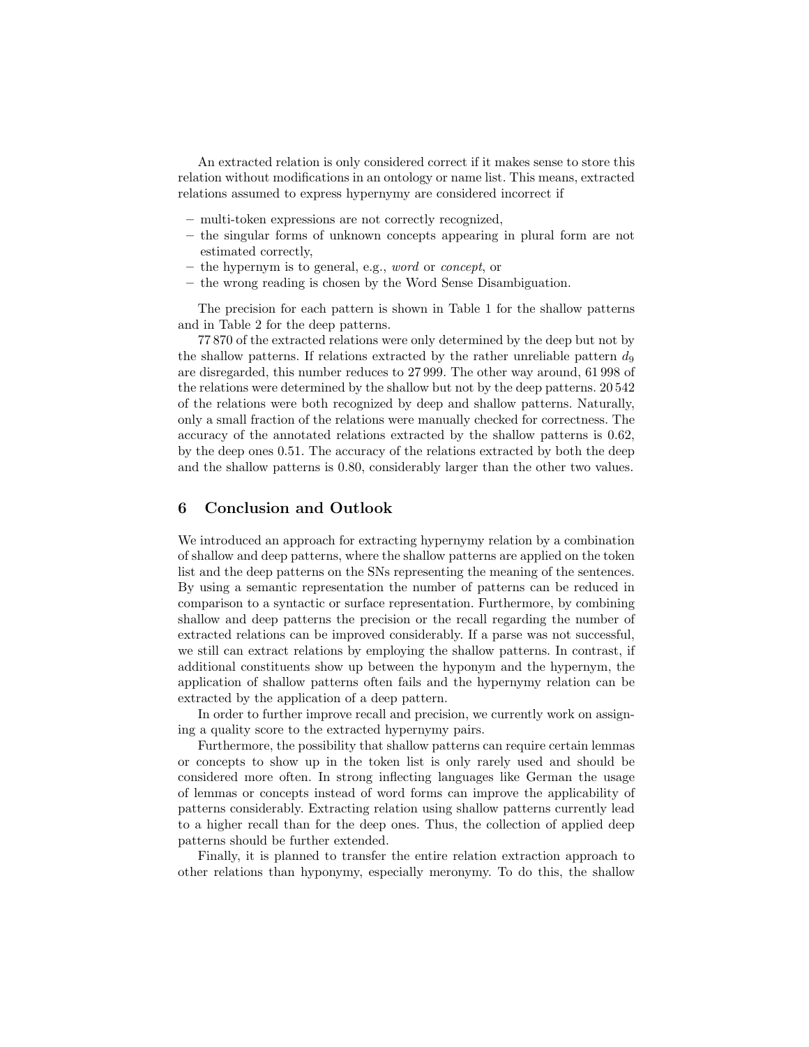An extracted relation is only considered correct if it makes sense to store this relation without modifications in an ontology or name list. This means, extracted relations assumed to express hypernymy are considered incorrect if

- multi-token expressions are not correctly recognized,
- the singular forms of unknown concepts appearing in plural form are not estimated correctly,
- the hypernym is to general, e.g., *word* or *concept*, or
- the wrong reading is chosen by the Word Sense Disambiguation.

The precision for each pattern is shown in Table 1 for the shallow patterns and in Table 2 for the deep patterns.

77 870 of the extracted relations were only determined by the deep but not by the shallow patterns. If relations extracted by the rather unreliable pattern $d_9$ are disregarded, this number reduces to 27 999. The other way around, 61 998 of the relations were determined by the shallow but not by the deep patterns. 20 542 of the relations were both recognized by deep and shallow patterns. Naturally, only a small fraction of the relations were manually checked for correctness. The accuracy of the annotated relations extracted by the shallow patterns is 0.62, by the deep ones 0.51. The accuracy of the relations extracted by both the deep and the shallow patterns is 0.80, considerably larger than the other two values.

## 6 Conclusion and Outlook

We introduced an approach for extracting hypernymy relation by a combination of shallow and deep patterns, where the shallow patterns are applied on the token list and the deep patterns on the SNs representing the meaning of the sentences. By using a semantic representation the number of patterns can be reduced in comparison to a syntactic or surface representation. Furthermore, by combining shallow and deep patterns the precision or the recall regarding the number of extracted relations can be improved considerably. If a parse was not successful, we still can extract relations by employing the shallow patterns. In contrast, if additional constituents show up between the hyponym and the hypernym, the application of shallow patterns often fails and the hypernymy relation can be extracted by the application of a deep pattern.

In order to further improve recall and precision, we currently work on assigning a quality score to the extracted hypernymy pairs.

Furthermore, the possibility that shallow patterns can require certain lemmas or concepts to show up in the token list is only rarely used and should be considered more often. In strong inflecting languages like German the usage of lemmas or concepts instead of word forms can improve the applicability of patterns considerably. Extracting relation using shallow patterns currently lead to a higher recall than for the deep ones. Thus, the collection of applied deep patterns should be further extended.

Finally, it is planned to transfer the entire relation extraction approach to other relations than hyponymy, especially meronymy. To do this, the shallow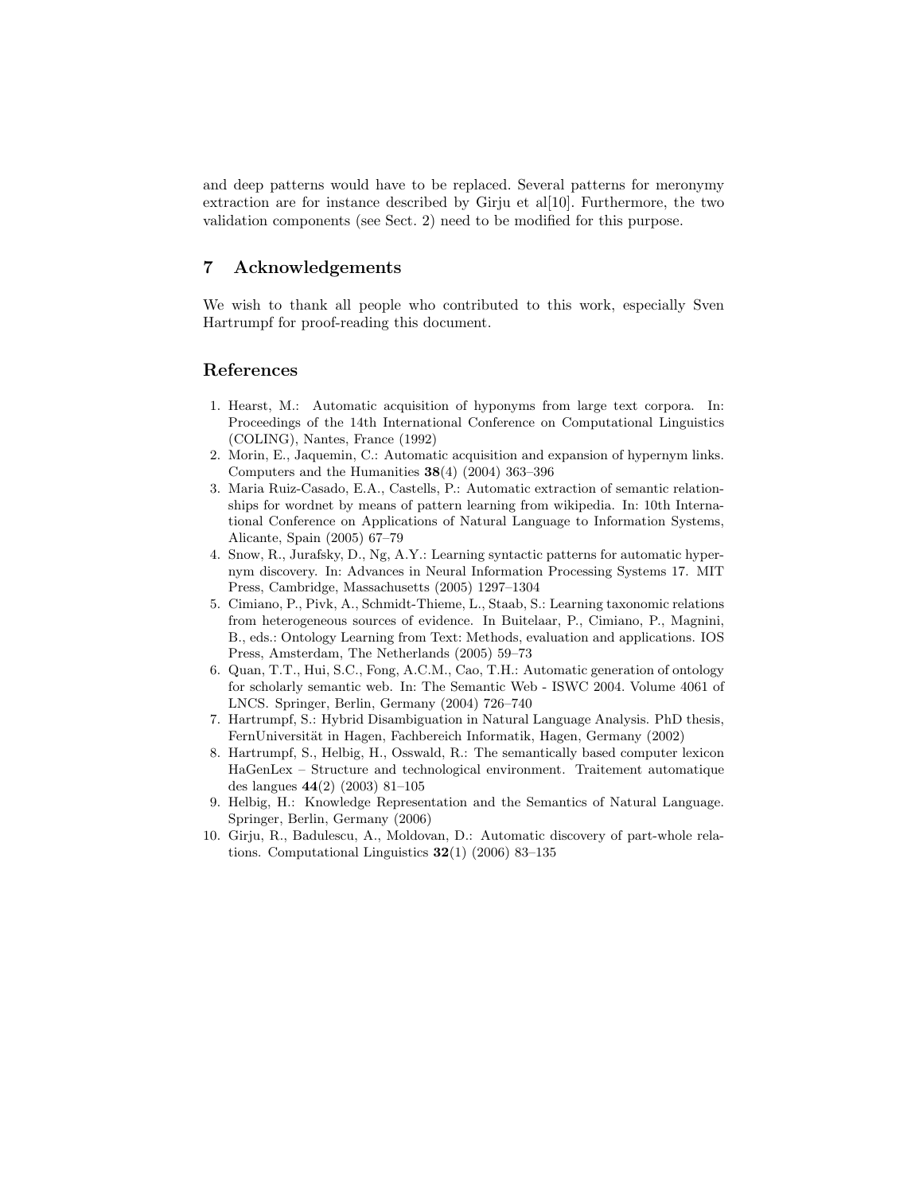and deep patterns would have to be replaced. Several patterns for meronymy extraction are for instance described by Girju et al[10]. Furthermore, the two validation components (see Sect. 2) need to be modified for this purpose.

## 7 Acknowledgements

We wish to thank all people who contributed to this work, especially Sven Hartrumpf for proof-reading this document.

## References

1. Hearst, M.: Automatic acquisition of hyponyms from large text corpora. In: Proceedings of the 14th International Conference on Computational Linguistics (COLING), Nantes, France (1992)
2. Morin, E., Jaquemin, C.: Automatic acquisition and expansion of hypernym links. Computers and the Humanities **38**(4) (2004) 363–396
3. Maria Ruiz-Casado, E.A., Castells, P.: Automatic extraction of semantic relationships for wordnet by means of pattern learning from wikipedia. In: 10th International Conference on Applications of Natural Language to Information Systems, Alicante, Spain (2005) 67–79
4. Snow, R., Jurafsky, D., Ng, A.Y.: Learning syntactic patterns for automatic hypernym discovery. In: Advances in Neural Information Processing Systems 17. MIT Press, Cambridge, Massachusetts (2005) 1297–1304
5. Cimiano, P., Pivk, A., Schmidt-Thieme, L., Staab, S.: Learning taxonomic relations from heterogeneous sources of evidence. In Buitelaar, P., Cimiano, P., Magnini, B., eds.: Ontology Learning from Text: Methods, evaluation and applications. IOS Press, Amsterdam, The Netherlands (2005) 59–73
6. Quan, T.T., Hui, S.C., Fong, A.C.M., Cao, T.H.: Automatic generation of ontology for scholarly semantic web. In: The Semantic Web - ISWC 2004. Volume 4061 of LNCS. Springer, Berlin, Germany (2004) 726–740
7. Hartrumpf, S.: Hybrid Disambiguation in Natural Language Analysis. PhD thesis, FernUniversität in Hagen, Fachbereich Informatik, Hagen, Germany (2002)
8. Hartrumpf, S., Helbig, H., Osswald, R.: The semantically based computer lexicon HaGenLex – Structure and technological environment. Traitement automatique des langues **44**(2) (2003) 81–105
9. Helbig, H.: Knowledge Representation and the Semantics of Natural Language. Springer, Berlin, Germany (2006)
10. Girju, R., Badulescu, A., Moldovan, D.: Automatic discovery of part-whole relations. Computational Linguistics **32**(1) (2006) 83–135